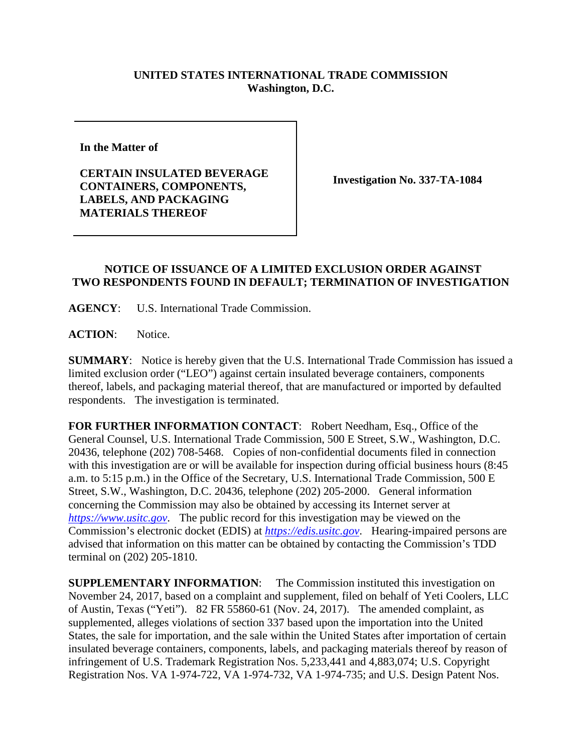**UNITED STATES INTERNATIONAL TRADE COMMISSION**
**Washington, D.C.**

| In the Matter of<br><br>**CERTAIN INSULATED BEVERAGE CONTAINERS, COMPONENTS, LABELS, AND PACKAGING MATERIALS THEREOF** | **Investigation No. 337-TA-1084** |
|---|---|

**NOTICE OF ISSUANCE OF A LIMITED EXCLUSION ORDER AGAINST TWO RESPONDENTS FOUND IN DEFAULT; TERMINATION OF INVESTIGATION**

**AGENCY**: U.S. International Trade Commission.

**ACTION**: Notice.

**SUMMARY**: Notice is hereby given that the U.S. International Trade Commission has issued a limited exclusion order ("LEO") against certain insulated beverage containers, components thereof, labels, and packaging material thereof, that are manufactured or imported by defaulted respondents. The investigation is terminated.

**FOR FURTHER INFORMATION CONTACT**: Robert Needham, Esq., Office of the General Counsel, U.S. International Trade Commission, 500 E Street, S.W., Washington, D.C. 20436, telephone (202) 708-5468. Copies of non-confidential documents filed in connection with this investigation are or will be available for inspection during official business hours (8:45 a.m. to 5:15 p.m.) in the Office of the Secretary, U.S. International Trade Commission, 500 E Street, S.W., Washington, D.C. 20436, telephone (202) 205-2000. General information concerning the Commission may also be obtained by accessing its Internet server at *https://www.usitc.gov*. The public record for this investigation may be viewed on the Commission's electronic docket (EDIS) at *https://edis.usitc.gov*. Hearing-impaired persons are advised that information on this matter can be obtained by contacting the Commission's TDD terminal on (202) 205-1810.

**SUPPLEMENTARY INFORMATION**: The Commission instituted this investigation on November 24, 2017, based on a complaint and supplement, filed on behalf of Yeti Coolers, LLC of Austin, Texas ("Yeti"). 82 FR 55860-61 (Nov. 24, 2017). The amended complaint, as supplemented, alleges violations of section 337 based upon the importation into the United States, the sale for importation, and the sale within the United States after importation of certain insulated beverage containers, components, labels, and packaging materials thereof by reason of infringement of U.S. Trademark Registration Nos. 5,233,441 and 4,883,074; U.S. Copyright Registration Nos. VA 1-974-722, VA 1-974-732, VA 1-974-735; and U.S. Design Patent Nos.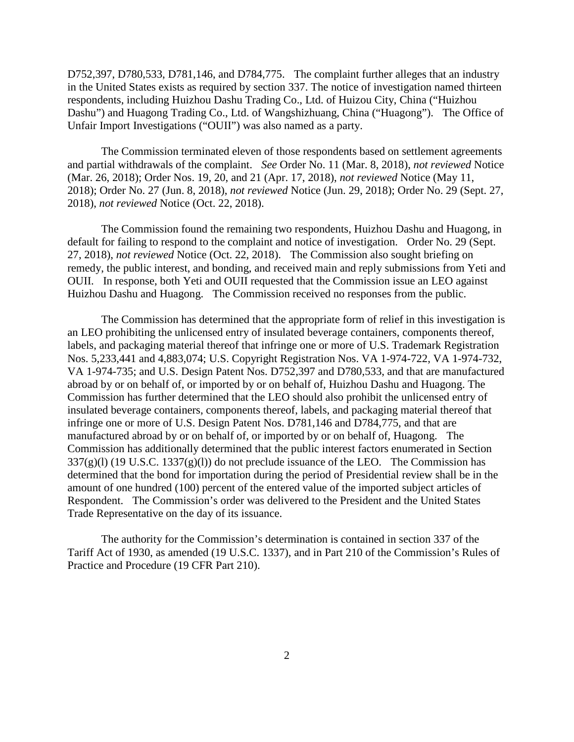D752,397, D780,533, D781,146, and D784,775. The complaint further alleges that an industry in the United States exists as required by section 337. The notice of investigation named thirteen respondents, including Huizhou Dashu Trading Co., Ltd. of Huizou City, China ("Huizhou Dashu") and Huagong Trading Co., Ltd. of Wangshizhuang, China ("Huagong"). The Office of Unfair Import Investigations ("OUII") was also named as a party.

The Commission terminated eleven of those respondents based on settlement agreements and partial withdrawals of the complaint. *See* Order No. 11 (Mar. 8, 2018), *not reviewed* Notice (Mar. 26, 2018); Order Nos. 19, 20, and 21 (Apr. 17, 2018), *not reviewed* Notice (May 11, 2018); Order No. 27 (Jun. 8, 2018), *not reviewed* Notice (Jun. 29, 2018); Order No. 29 (Sept. 27, 2018), *not reviewed* Notice (Oct. 22, 2018).

The Commission found the remaining two respondents, Huizhou Dashu and Huagong, in default for failing to respond to the complaint and notice of investigation. Order No. 29 (Sept. 27, 2018), *not reviewed* Notice (Oct. 22, 2018). The Commission also sought briefing on remedy, the public interest, and bonding, and received main and reply submissions from Yeti and OUII. In response, both Yeti and OUII requested that the Commission issue an LEO against Huizhou Dashu and Huagong. The Commission received no responses from the public.

The Commission has determined that the appropriate form of relief in this investigation is an LEO prohibiting the unlicensed entry of insulated beverage containers, components thereof, labels, and packaging material thereof that infringe one or more of U.S. Trademark Registration Nos. 5,233,441 and 4,883,074; U.S. Copyright Registration Nos. VA 1-974-722, VA 1-974-732, VA 1-974-735; and U.S. Design Patent Nos. D752,397 and D780,533, and that are manufactured abroad by or on behalf of, or imported by or on behalf of, Huizhou Dashu and Huagong. The Commission has further determined that the LEO should also prohibit the unlicensed entry of insulated beverage containers, components thereof, labels, and packaging material thereof that infringe one or more of U.S. Design Patent Nos. D781,146 and D784,775, and that are manufactured abroad by or on behalf of, or imported by or on behalf of, Huagong. The Commission has additionally determined that the public interest factors enumerated in Section 337(g)(l) (19 U.S.C. 1337(g)(l)) do not preclude issuance of the LEO. The Commission has determined that the bond for importation during the period of Presidential review shall be in the amount of one hundred (100) percent of the entered value of the imported subject articles of Respondent. The Commission's order was delivered to the President and the United States Trade Representative on the day of its issuance.

The authority for the Commission's determination is contained in section 337 of the Tariff Act of 1930, as amended (19 U.S.C. 1337), and in Part 210 of the Commission's Rules of Practice and Procedure (19 CFR Part 210).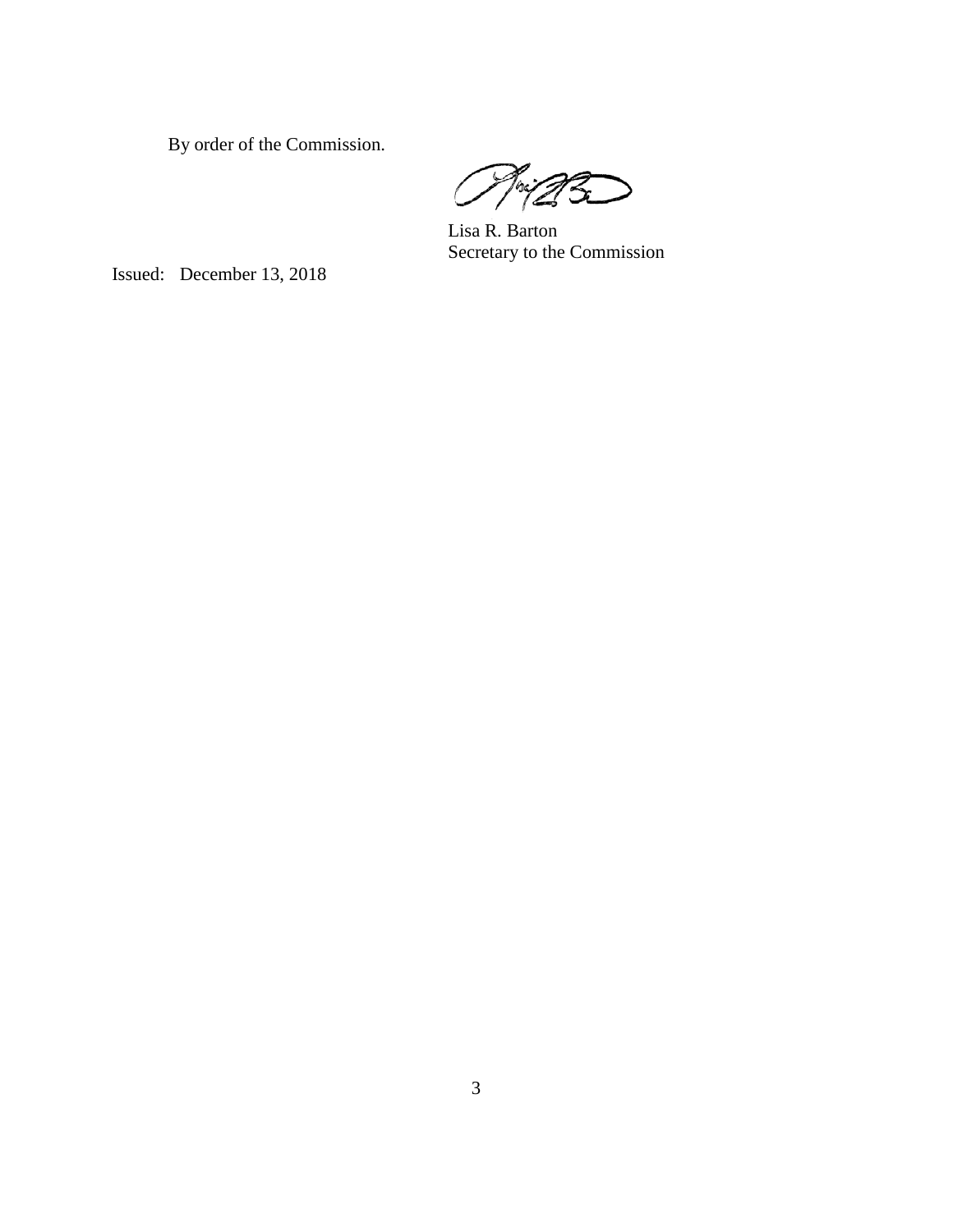By order of the Commission.

Lisa R. Barton
Secretary to the Commission

Issued: December 13, 2018